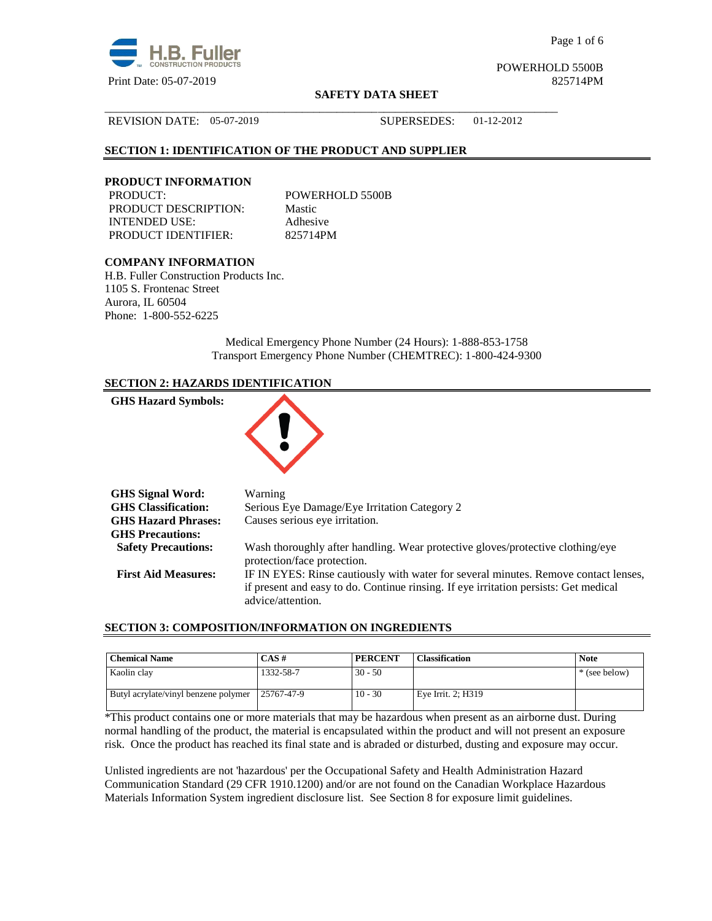Print Date: 05-07-2019

POWERHOLD 5500B
825714PM

**SAFETY DATA SHEET**

REVISION DATE: 05-07-2019 SUPERSEDES: 01-12-2012

## SECTION 1: IDENTIFICATION OF THE PRODUCT AND SUPPLIER

### PRODUCT INFORMATION

PRODUCT: POWERHOLD 5500B
PRODUCT DESCRIPTION: Mastic
INTENDED USE: Adhesive
PRODUCT IDENTIFIER: 825714PM

### COMPANY INFORMATION

H.B. Fuller Construction Products Inc.
1105 S. Frontenac Street
Aurora, IL 60504
Phone: 1-800-552-6225

Medical Emergency Phone Number (24 Hours): 1-888-853-1758
Transport Emergency Phone Number (CHEMTREC): 1-800-424-9300

## SECTION 2: HAZARDS IDENTIFICATION

**GHS Hazard Symbols:**

**GHS Signal Word:** Warning
**GHS Classification:** Serious Eye Damage/Eye Irritation Category 2
**GHS Hazard Phrases:** Causes serious eye irritation.
**GHS Precautions:**
**Safety Precautions:** Wash thoroughly after handling. Wear protective gloves/protective clothing/eye protection/face protection.
**First Aid Measures:** IF IN EYES: Rinse cautiously with water for several minutes. Remove contact lenses, if present and easy to do. Continue rinsing. If eye irritation persists: Get medical advice/attention.

## SECTION 3: COMPOSITION/INFORMATION ON INGREDIENTS

| Chemical Name | CAS # | PERCENT | Classification | Note |
|---|---|---|---|---|
| Kaolin clay | 1332-58-7 | 30 - 50 | | * (see below) |
| Butyl acrylate/vinyl benzene polymer | 25767-47-9 | 10 - 30 | Eye Irrit. 2; H319 | |

*This product contains one or more materials that may be hazardous when present as an airborne dust. During normal handling of the product, the material is encapsulated within the product and will not present an exposure risk. Once the product has reached its final state and is abraded or disturbed, dusting and exposure may occur.

Unlisted ingredients are not 'hazardous' per the Occupational Safety and Health Administration Hazard Communication Standard (29 CFR 1910.1200) and/or are not found on the Canadian Workplace Hazardous Materials Information System ingredient disclosure list. See Section 8 for exposure limit guidelines.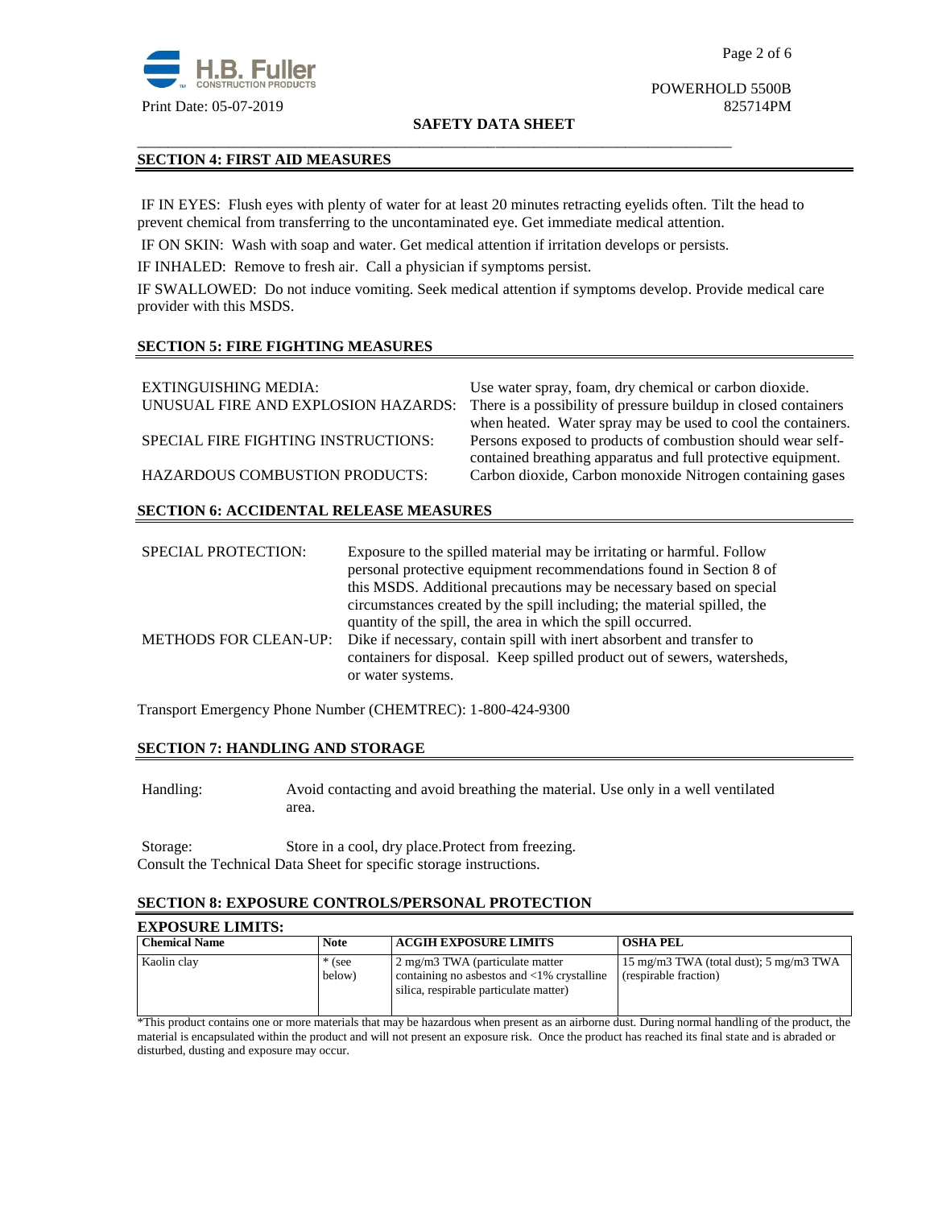## SECTION 4: FIRST AID MEASURES

IF IN EYES: Flush eyes with plenty of water for at least 20 minutes retracting eyelids often. Tilt the head to prevent chemical from transferring to the uncontaminated eye. Get immediate medical attention.

IF ON SKIN: Wash with soap and water. Get medical attention if irritation develops or persists.

IF INHALED: Remove to fresh air. Call a physician if symptoms persist.

IF SWALLOWED: Do not induce vomiting. Seek medical attention if symptoms develop. Provide medical care provider with this MSDS.

## SECTION 5: FIRE FIGHTING MEASURES

EXTINGUISHING MEDIA: Use water spray, foam, dry chemical or carbon dioxide.

UNUSUAL FIRE AND EXPLOSION HAZARDS: There is a possibility of pressure buildup in closed containers when heated. Water spray may be used to cool the containers.

SPECIAL FIRE FIGHTING INSTRUCTIONS: Persons exposed to products of combustion should wear self-contained breathing apparatus and full protective equipment.

HAZARDOUS COMBUSTION PRODUCTS: Carbon dioxide, Carbon monoxide Nitrogen containing gases

## SECTION 6: ACCIDENTAL RELEASE MEASURES

SPECIAL PROTECTION: Exposure to the spilled material may be irritating or harmful. Follow personal protective equipment recommendations found in Section 8 of this MSDS. Additional precautions may be necessary based on special circumstances created by the spill including; the material spilled, the quantity of the spill, the area in which the spill occurred.

METHODS FOR CLEAN-UP: Dike if necessary, contain spill with inert absorbent and transfer to containers for disposal. Keep spilled product out of sewers, watersheds, or water systems.

Transport Emergency Phone Number (CHEMTREC): 1-800-424-9300

## SECTION 7: HANDLING AND STORAGE

Handling: Avoid contacting and avoid breathing the material. Use only in a well ventilated area.

Storage: Store in a cool, dry place.Protect from freezing.
Consult the Technical Data Sheet for specific storage instructions.

## SECTION 8: EXPOSURE CONTROLS/PERSONAL PROTECTION

### EXPOSURE LIMITS:

| Chemical Name | Note | ACGIH EXPOSURE LIMITS | OSHA PEL |
| --- | --- | --- | --- |
| Kaolin clay | * (see below) | 2 mg/m3 TWA (particulate matter containing no asbestos and <1% crystalline silica, respirable particulate matter) | 15 mg/m3 TWA (total dust); 5 mg/m3 TWA (respirable fraction) |

*This product contains one or more materials that may be hazardous when present as an airborne dust. During normal handling of the product, the material is encapsulated within the product and will not present an exposure risk. Once the product has reached its final state and is abraded or disturbed, dusting and exposure may occur.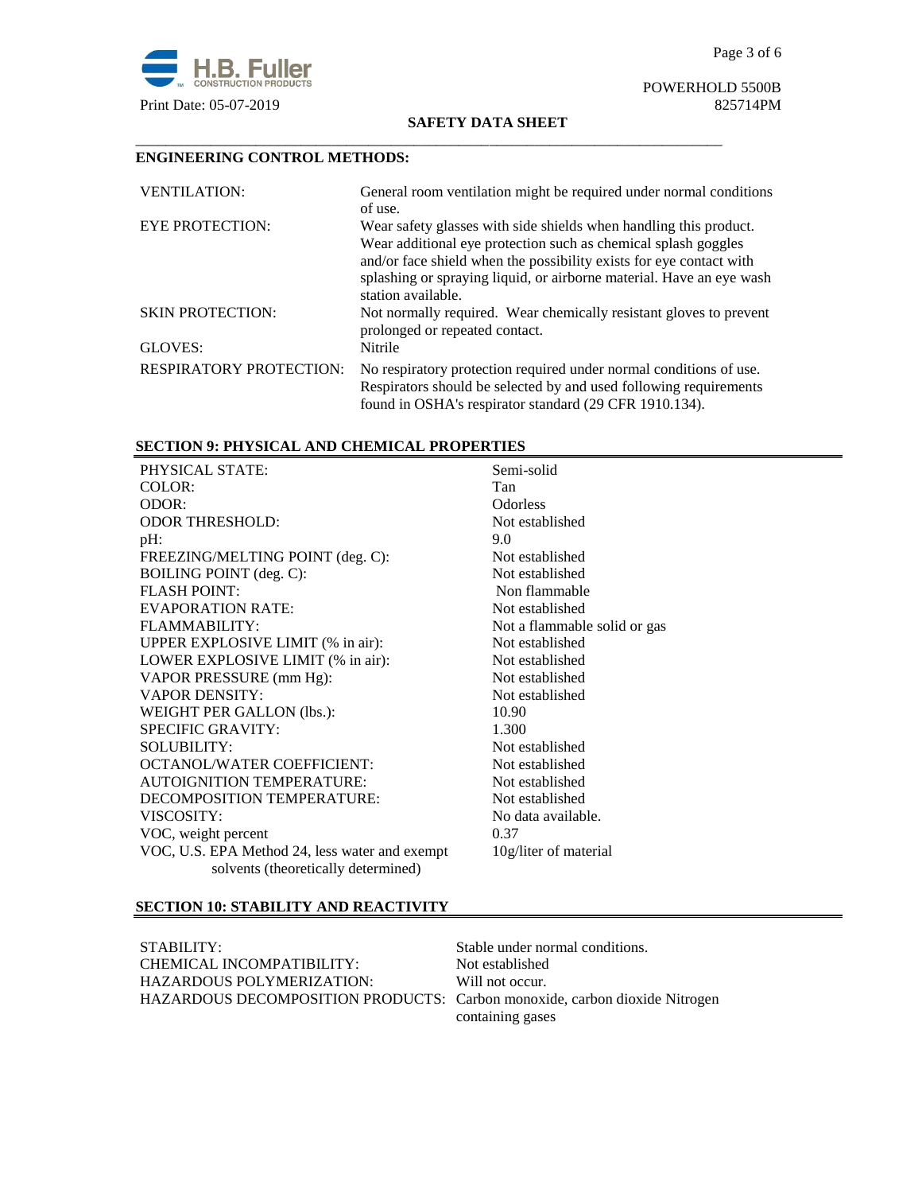### ENGINEERING CONTROL METHODS:

| | |
|---|---|
| VENTILATION: | General room ventilation might be required under normal conditions of use. |
| EYE PROTECTION: | Wear safety glasses with side shields when handling this product. Wear additional eye protection such as chemical splash goggles and/or face shield when the possibility exists for eye contact with splashing or spraying liquid, or airborne material. Have an eye wash station available. |
| SKIN PROTECTION: | Not normally required. Wear chemically resistant gloves to prevent prolonged or repeated contact. |
| GLOVES: | Nitrile |
| RESPIRATORY PROTECTION: | No respiratory protection required under normal conditions of use. Respirators should be selected by and used following requirements found in OSHA's respirator standard (29 CFR 1910.134). |

## SECTION 9: PHYSICAL AND CHEMICAL PROPERTIES

| | |
|---|---|
| PHYSICAL STATE: | Semi-solid |
| COLOR: | Tan |
| ODOR: | Odorless |
| ODOR THRESHOLD: | Not established |
| pH: | 9.0 |
| FREEZING/MELTING POINT (deg. C): | Not established |
| BOILING POINT (deg. C): | Not established |
| FLASH POINT: | Non flammable |
| EVAPORATION RATE: | Not established |
| FLAMMABILITY: | Not a flammable solid or gas |
| UPPER EXPLOSIVE LIMIT (% in air): | Not established |
| LOWER EXPLOSIVE LIMIT (% in air): | Not established |
| VAPOR PRESSURE (mm Hg): | Not established |
| VAPOR DENSITY: | Not established |
| WEIGHT PER GALLON (lbs.): | 10.90 |
| SPECIFIC GRAVITY: | 1.300 |
| SOLUBILITY: | Not established |
| OCTANOL/WATER COEFFICIENT: | Not established |
| AUTOIGNITION TEMPERATURE: | Not established |
| DECOMPOSITION TEMPERATURE: | Not established |
| VISCOSITY: | No data available. |
| VOC, weight percent | 0.37 |
| VOC, U.S. EPA Method 24, less water and exempt solvents (theoretically determined) | 10g/liter of material |

## SECTION 10: STABILITY AND REACTIVITY

| | |
|---|---|
| STABILITY: | Stable under normal conditions. |
| CHEMICAL INCOMPATIBILITY: | Not established |
| HAZARDOUS POLYMERIZATION: | Will not occur. |
| HAZARDOUS DECOMPOSITION PRODUCTS: | Carbon monoxide, carbon dioxide Nitrogen containing gases |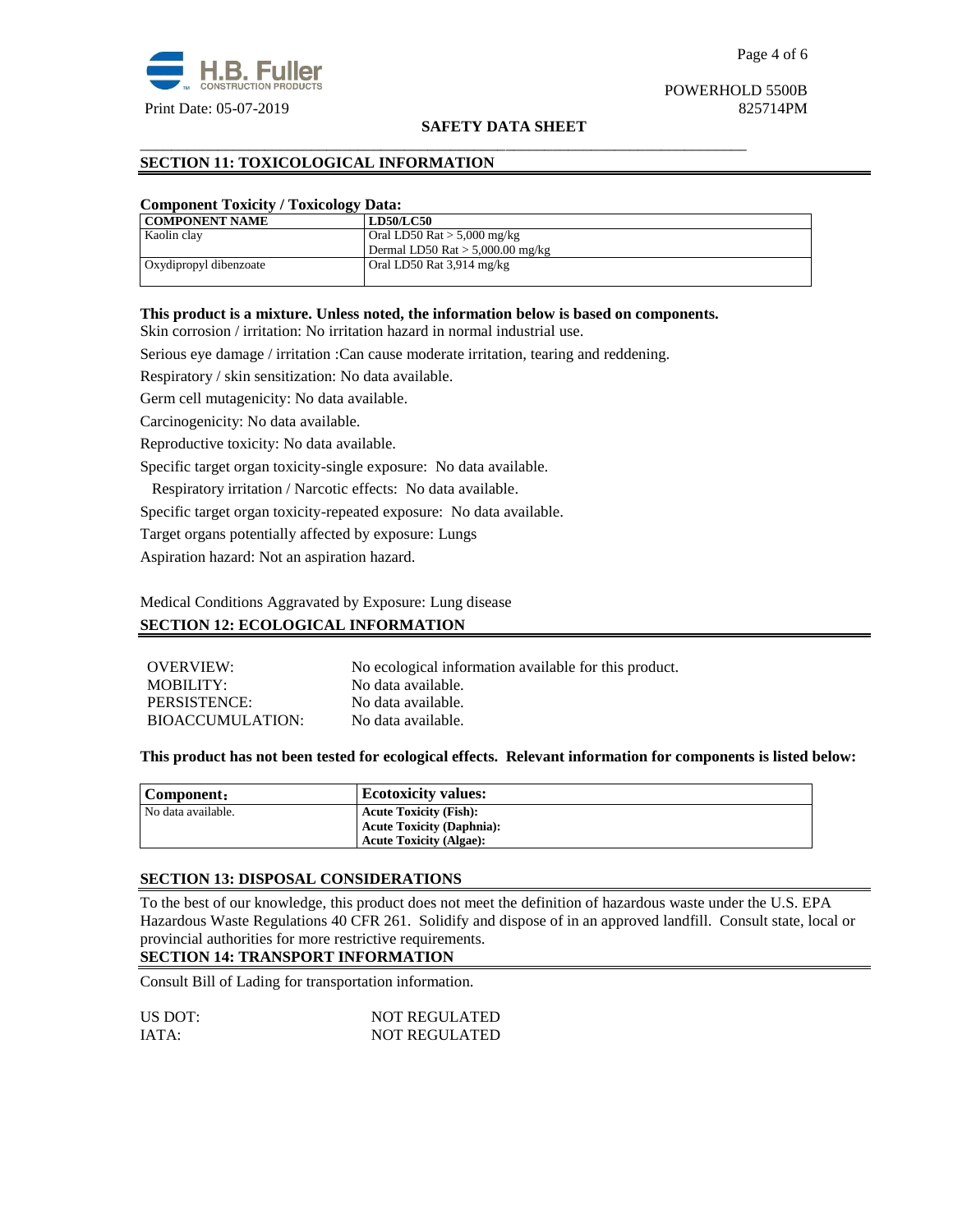## SECTION 11: TOXICOLOGICAL INFORMATION

**Component Toxicity / Toxicology Data:**

| COMPONENT NAME | LD50/LC50 |
|---|---|
| Kaolin clay | Oral LD50 Rat > 5,000 mg/kg<br>Dermal LD50 Rat > 5,000.00 mg/kg |
| Oxydipropyl dibenzoate | Oral LD50 Rat 3,914 mg/kg |

**This product is a mixture. Unless noted, the information below is based on components.**

Skin corrosion / irritation: No irritation hazard in normal industrial use.

Serious eye damage / irritation :Can cause moderate irritation, tearing and reddening.

Respiratory / skin sensitization: No data available.

Germ cell mutagenicity: No data available.

Carcinogenicity: No data available.

Reproductive toxicity: No data available.

Specific target organ toxicity-single exposure: No data available.

Respiratory irritation / Narcotic effects: No data available.

Specific target organ toxicity-repeated exposure: No data available.

Target organs potentially affected by exposure: Lungs

Aspiration hazard: Not an aspiration hazard.

Medical Conditions Aggravated by Exposure: Lung disease

## SECTION 12: ECOLOGICAL INFORMATION

OVERVIEW: No ecological information available for this product.
MOBILITY: No data available.
PERSISTENCE: No data available.
BIOACCUMULATION: No data available.

**This product has not been tested for ecological effects. Relevant information for components is listed below:**

| Component： | Ecotoxicity values: |
|---|---|
| No data available. | **Acute Toxicity (Fish):**<br>**Acute Toxicity (Daphnia):**<br>**Acute Toxicity (Algae):** |

## SECTION 13: DISPOSAL CONSIDERATIONS

To the best of our knowledge, this product does not meet the definition of hazardous waste under the U.S. EPA Hazardous Waste Regulations 40 CFR 261. Solidify and dispose of in an approved landfill. Consult state, local or provincial authorities for more restrictive requirements.

## SECTION 14: TRANSPORT INFORMATION

Consult Bill of Lading for transportation information.

US DOT: NOT REGULATED
IATA: NOT REGULATED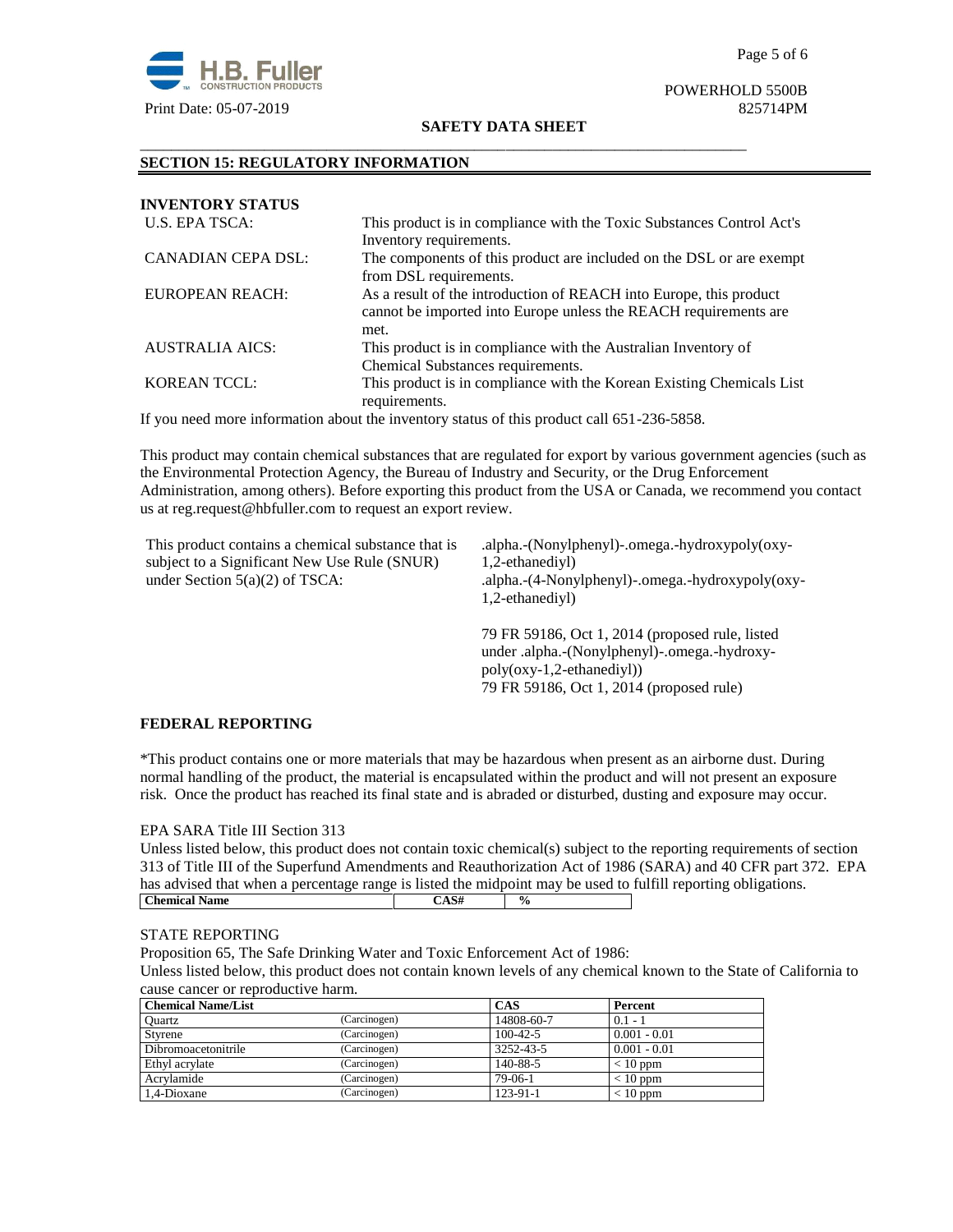## SECTION 15: REGULATORY INFORMATION

**INVENTORY STATUS**

| | |
|---|---|
| U.S. EPA TSCA: | This product is in compliance with the Toxic Substances Control Act's Inventory requirements. |
| CANADIAN CEPA DSL: | The components of this product are included on the DSL or are exempt from DSL requirements. |
| EUROPEAN REACH: | As a result of the introduction of REACH into Europe, this product cannot be imported into Europe unless the REACH requirements are met. |
| AUSTRALIA AICS: | This product is in compliance with the Australian Inventory of Chemical Substances requirements. |
| KOREAN TCCL: | This product is in compliance with the Korean Existing Chemicals List requirements. |

If you need more information about the inventory status of this product call 651-236-5858.

This product may contain chemical substances that are regulated for export by various government agencies (such as the Environmental Protection Agency, the Bureau of Industry and Security, or the Drug Enforcement Administration, among others). Before exporting this product from the USA or Canada, we recommend you contact us at reg.request@hbfuller.com to request an export review.

| | |
|---|---|
| This product contains a chemical substance that is subject to a Significant New Use Rule (SNUR) under Section 5(a)(2) of TSCA: | .alpha.-(Nonylphenyl)-.omega.-hydroxypoly(oxy-1,2-ethanediyl)<br>.alpha.-(4-Nonylphenyl)-.omega.-hydroxypoly(oxy-1,2-ethanediyl)<br><br>79 FR 59186, Oct 1, 2014 (proposed rule, listed under .alpha.-(Nonylphenyl)-.omega.-hydroxy-poly(oxy-1,2-ethanediyl))<br>79 FR 59186, Oct 1, 2014 (proposed rule) |

**FEDERAL REPORTING**

*This product contains one or more materials that may be hazardous when present as an airborne dust. During normal handling of the product, the material is encapsulated within the product and will not present an exposure risk. Once the product has reached its final state and is abraded or disturbed, dusting and exposure may occur.

EPA SARA Title III Section 313

Unless listed below, this product does not contain toxic chemical(s) subject to the reporting requirements of section 313 of Title III of the Superfund Amendments and Reauthorization Act of 1986 (SARA) and 40 CFR part 372. EPA has advised that when a percentage range is listed the midpoint may be used to fulfill reporting obligations.

| Chemical Name | CAS# | % |
|---|---|---|

STATE REPORTING

Proposition 65, The Safe Drinking Water and Toxic Enforcement Act of 1986:

Unless listed below, this product does not contain known levels of any chemical known to the State of California to cause cancer or reproductive harm.

| Chemical Name/List | | CAS | Percent |
|---|---|---|---|
| Quartz | (Carcinogen) | 14808-60-7 | 0.1 - 1 |
| Styrene | (Carcinogen) | 100-42-5 | 0.001 - 0.01 |
| Dibromoacetonitrile | (Carcinogen) | 3252-43-5 | 0.001 - 0.01 |
| Ethyl acrylate | (Carcinogen) | 140-88-5 | < 10 ppm |
| Acrylamide | (Carcinogen) | 79-06-1 | < 10 ppm |
| 1,4-Dioxane | (Carcinogen) | 123-91-1 | < 10 ppm |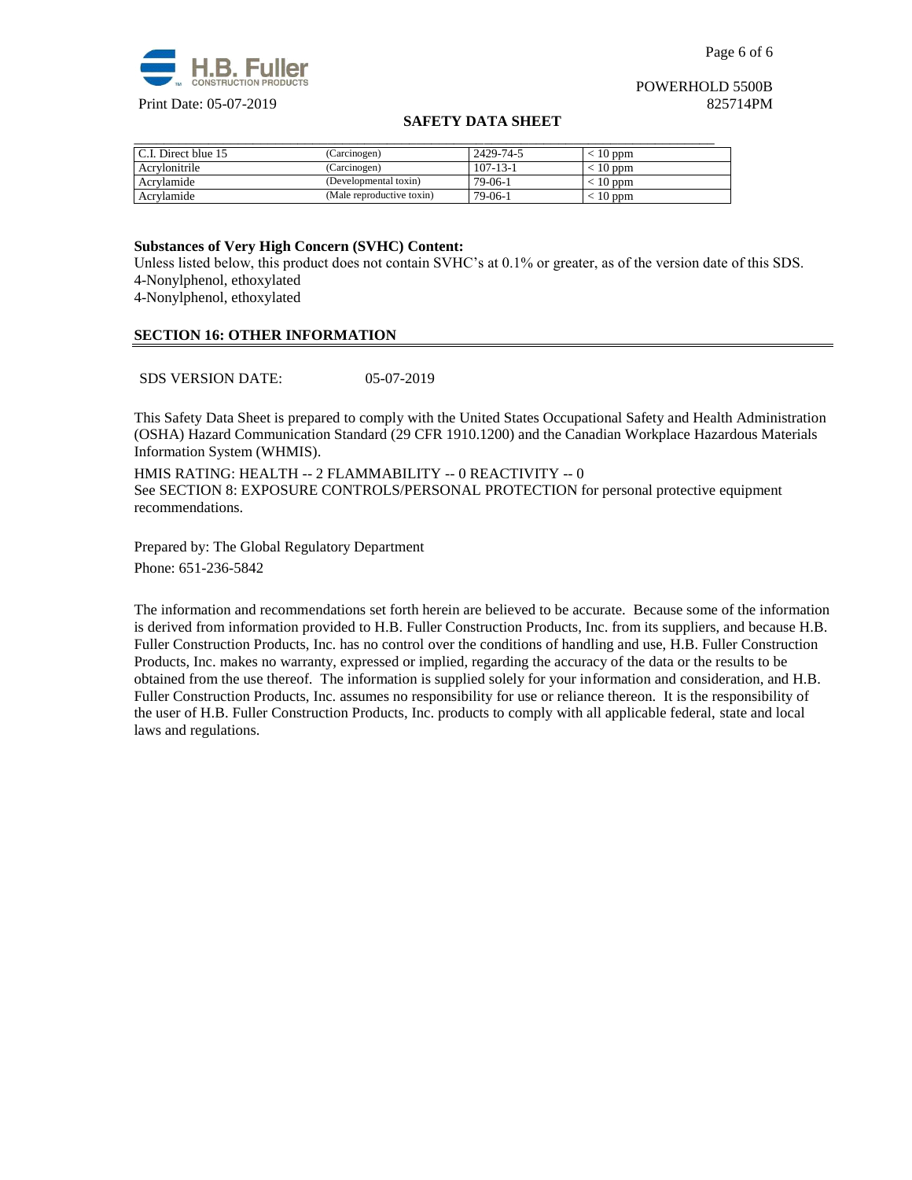| | | | |
|---|---|---|---|
| C.I. Direct blue 15 | (Carcinogen) | 2429-74-5 | < 10 ppm |
| Acrylonitrile | (Carcinogen) | 107-13-1 | < 10 ppm |
| Acrylamide | (Developmental toxin) | 79-06-1 | < 10 ppm |
| Acrylamide | (Male reproductive toxin) | 79-06-1 | < 10 ppm |

**Substances of Very High Concern (SVHC) Content:**

Unless listed below, this product does not contain SVHC's at 0.1% or greater, as of the version date of this SDS.
4-Nonylphenol, ethoxylated
4-Nonylphenol, ethoxylated

## SECTION 16: OTHER INFORMATION

SDS VERSION DATE: 05-07-2019

This Safety Data Sheet is prepared to comply with the United States Occupational Safety and Health Administration (OSHA) Hazard Communication Standard (29 CFR 1910.1200) and the Canadian Workplace Hazardous Materials Information System (WHMIS).

HMIS RATING: HEALTH -- 2 FLAMMABILITY -- 0 REACTIVITY -- 0
See SECTION 8: EXPOSURE CONTROLS/PERSONAL PROTECTION for personal protective equipment recommendations.

Prepared by: The Global Regulatory Department
Phone: 651-236-5842

The information and recommendations set forth herein are believed to be accurate. Because some of the information is derived from information provided to H.B. Fuller Construction Products, Inc. from its suppliers, and because H.B. Fuller Construction Products, Inc. has no control over the conditions of handling and use, H.B. Fuller Construction Products, Inc. makes no warranty, expressed or implied, regarding the accuracy of the data or the results to be obtained from the use thereof. The information is supplied solely for your information and consideration, and H.B. Fuller Construction Products, Inc. assumes no responsibility for use or reliance thereon. It is the responsibility of the user of H.B. Fuller Construction Products, Inc. products to comply with all applicable federal, state and local laws and regulations.